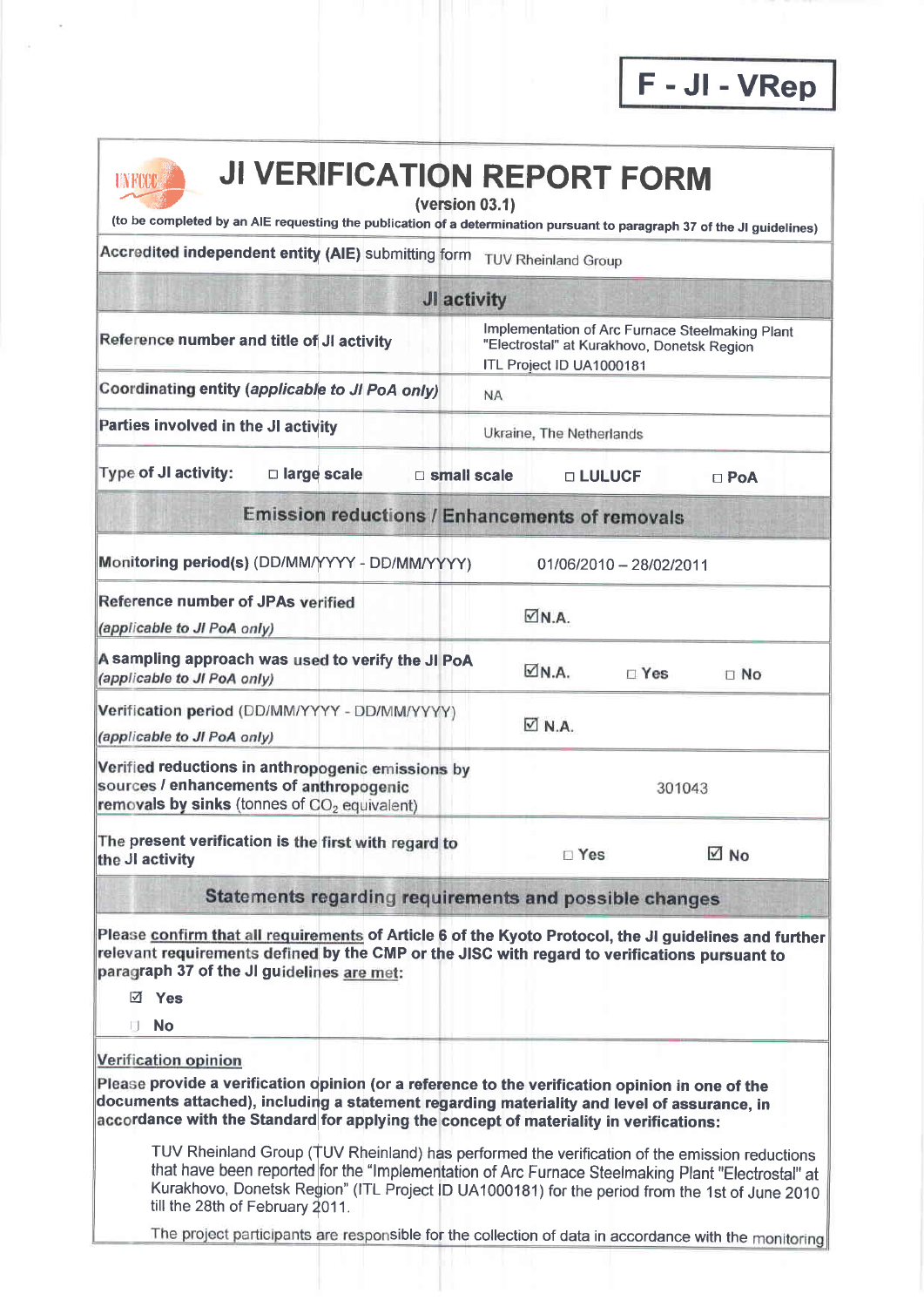**F - JI - VRep**

# JI VERIFICATION REPORT FORM

(version 03.1)

(to be completed by an AIE requesting the publication of a determination pursuant to paragraph 37 of the JI guidelines)

| **Accredited independent entity (AIE)** submitting form | TUV Rheinland Group | | |
|---|---|---|---|
| **JI activity** | | | |
| **Reference number and title of JI activity** | Implementation of Arc Furnace Steelmaking Plant "Electrostal" at Kurakhovo, Donetsk Region<br>ITL Project ID UA1000181 | | |
| **Coordinating entity** ***(applicable to JI PoA only)*** | NA | | |
| **Parties involved in the JI activity** | Ukraine, The Netherlands | | |
| **Type of JI activity:** ☐ **large scale** | ☐ **small scale** | ☐ **LULUCF** | ☐ **PoA** |
| **Emission reductions / Enhancements of removals** | | | |
| **Monitoring period(s)** (DD/MM/YYYY - DD/MM/YYYY) | 01/06/2010 – 28/02/2011 | | |
| **Reference number of JPAs verified** *(applicable to JI PoA only)* | ☑N.A. | | |
| **A sampling approach was used to verify the JI PoA** *(applicable to JI PoA only)* | ☑N.A. | ☐ Yes | ☐ No |
| **Verification period** (DD/MM/YYYY - DD/MM/YYYY) *(applicable to JI PoA only)* | ☑ N.A. | | |
| **Verified reductions in anthropogenic emissions by sources / enhancements of anthropogenic removals by sinks** (tonnes of $CO_2$ equivalent) | 301043 | | |
| **The present verification is the first with regard to the JI activity** | ☐ Yes | ☑ No | |

## Statements regarding requirements and possible changes

**Please confirm that all requirements of Article 6 of the Kyoto Protocol, the JI guidelines and further relevant requirements defined by the CMP or the JISC with regard to verifications pursuant to paragraph 37 of the JI guidelines are met:**

☑ **Yes**

☐ **No**

**Verification opinion**

**Please provide a verification opinion (or a reference to the verification opinion in one of the documents attached), including a statement regarding materiality and level of assurance, in accordance with the Standard for applying the concept of materiality in verifications:**

TUV Rheinland Group (TUV Rheinland) has performed the verification of the emission reductions that have been reported for the "Implementation of Arc Furnace Steelmaking Plant "Electrostal" at Kurakhovo, Donetsk Region" (ITL Project ID UA1000181) for the period from the 1st of June 2010 till the 28th of February 2011.

The project participants are responsible for the collection of data in accordance with the monitoring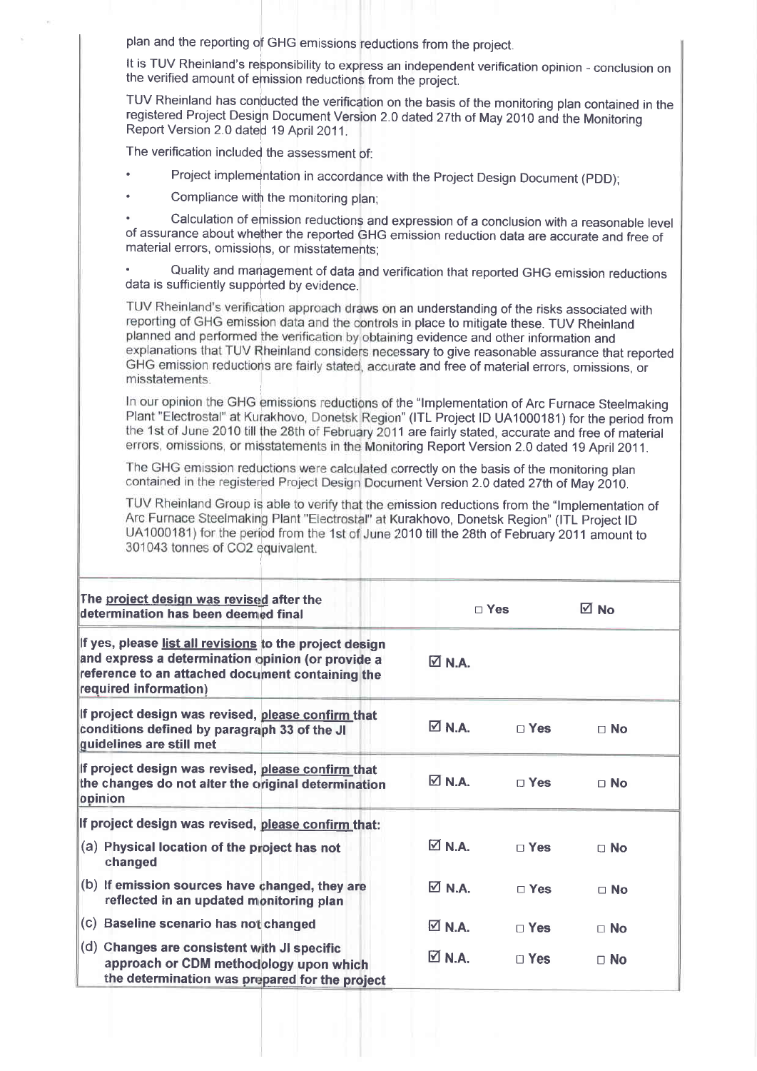plan and the reporting of GHG emissions reductions from the project.

It is TUV Rheinland's responsibility to express an independent verification opinion - conclusion on the verified amount of emission reductions from the project.

TUV Rheinland has conducted the verification on the basis of the monitoring plan contained in the registered Project Design Document Version 2.0 dated 27th of May 2010 and the Monitoring Report Version 2.0 dated 19 April 2011.

The verification included the assessment of:

- Project implementation in accordance with the Project Design Document (PDD);
- Compliance with the monitoring plan;
- Calculation of emission reductions and expression of a conclusion with a reasonable level of assurance about whether the reported GHG emission reduction data are accurate and free of material errors, omissions, or misstatements;
- Quality and management of data and verification that reported GHG emission reductions data is sufficiently supported by evidence.

TUV Rheinland's verification approach draws on an understanding of the risks associated with reporting of GHG emission data and the controls in place to mitigate these. TUV Rheinland planned and performed the verification by obtaining evidence and other information and explanations that TUV Rheinland considers necessary to give reasonable assurance that reported GHG emission reductions are fairly stated, accurate and free of material errors, omissions, or misstatements.

In our opinion the GHG emissions reductions of the "Implementation of Arc Furnace Steelmaking Plant "Electrostal" at Kurakhovo, Donetsk Region" (ITL Project ID UA1000181) for the period from the 1st of June 2010 till the 28th of February 2011 are fairly stated, accurate and free of material errors, omissions, or misstatements in the Monitoring Report Version 2.0 dated 19 April 2011.

The GHG emission reductions were calculated correctly on the basis of the monitoring plan contained in the registered Project Design Document Version 2.0 dated 27th of May 2010.

TUV Rheinland Group is able to verify that the emission reductions from the "Implementation of Arc Furnace Steelmaking Plant "Electrostal" at Kurakhovo, Donetsk Region" (ITL Project ID UA1000181) for the period from the 1st of June 2010 till the 28th of February 2011 amount to 301043 tonnes of CO2 equivalent.

| | | | |
|---|---|---|---|
| **The project design was revised after the determination has been deemed final** | | □ Yes | ☑ No |
| **If yes, please list all revisions to the project design and express a determination opinion (or provide a reference to an attached document containing the required information)** | ☑ N.A. | | |
| **If project design was revised, please confirm that conditions defined by paragraph 33 of the JI guidelines are still met** | ☑ N.A. | □ Yes | □ No |
| **If project design was revised, please confirm that the changes do not alter the original determination opinion** | ☑ N.A. | □ Yes | □ No |
| **If project design was revised, please confirm that:** | | | |
| **(a) Physical location of the project has not changed** | ☑ N.A. | □ Yes | □ No |
| **(b) If emission sources have changed, they are reflected in an updated monitoring plan** | ☑ N.A. | □ Yes | □ No |
| **(c) Baseline scenario has not changed** | ☑ N.A. | □ Yes | □ No |
| **(d) Changes are consistent with JI specific approach or CDM methodology upon which the determination was prepared for the project** | ☑ N.A. | □ Yes | □ No |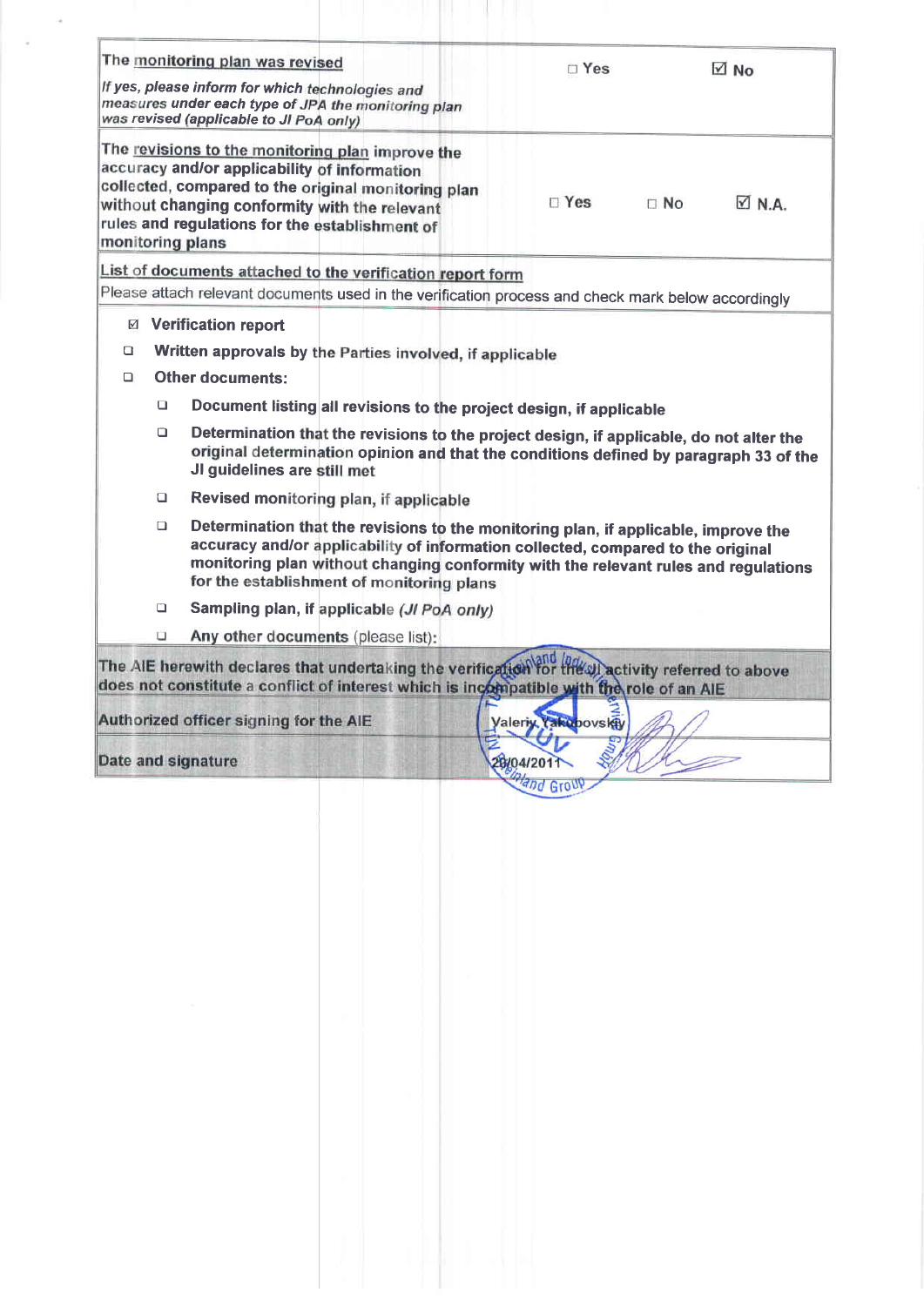| | | | |
|---|---|---|---|
| The monitoring plan was revised<br>*If yes, please inform for which technologies and measures under each type of JPA the monitoring plan was revised (applicable to JI PoA only)* | ☐ Yes | | ☑ No |
| The revisions to the monitoring plan improve the accuracy and/or applicability of information collected, compared to the original monitoring plan without changing conformity with the relevant rules and regulations for the establishment of monitoring plans | ☐ Yes | ☐ No | ☑ N.A. |

**List of documents attached to the verification report form**

Please attach relevant documents used in the verification process and check mark below accordingly

- ☑ **Verification report**
- ☐ **Written approvals by the Parties involved, if applicable**
- ☐ **Other documents:**
  - ☐ **Document listing all revisions to the project design, if applicable**
  - ☐ **Determination that the revisions to the project design, if applicable, do not alter the original determination opinion and that the conditions defined by paragraph 33 of the JI guidelines are still met**
  - ☐ **Revised monitoring plan, if applicable**
  - ☐ **Determination that the revisions to the monitoring plan, if applicable, improve the accuracy and/or applicability of information collected, compared to the original monitoring plan without changing conformity with the relevant rules and regulations for the establishment of monitoring plans**
  - ☐ **Sampling plan, if applicable** *(JI PoA only)*
  - ☐ **Any other documents** (please list):

| | |
|---|---|
| The AIE herewith declares that undertaking the verification for the JI activity referred to above does not constitute a conflict of interest which is incompatible with the role of an AIE | |
| Authorized officer signing for the AIE | Valeriy Yakubovskiy |
| Date and signature | 28/04/2011 |